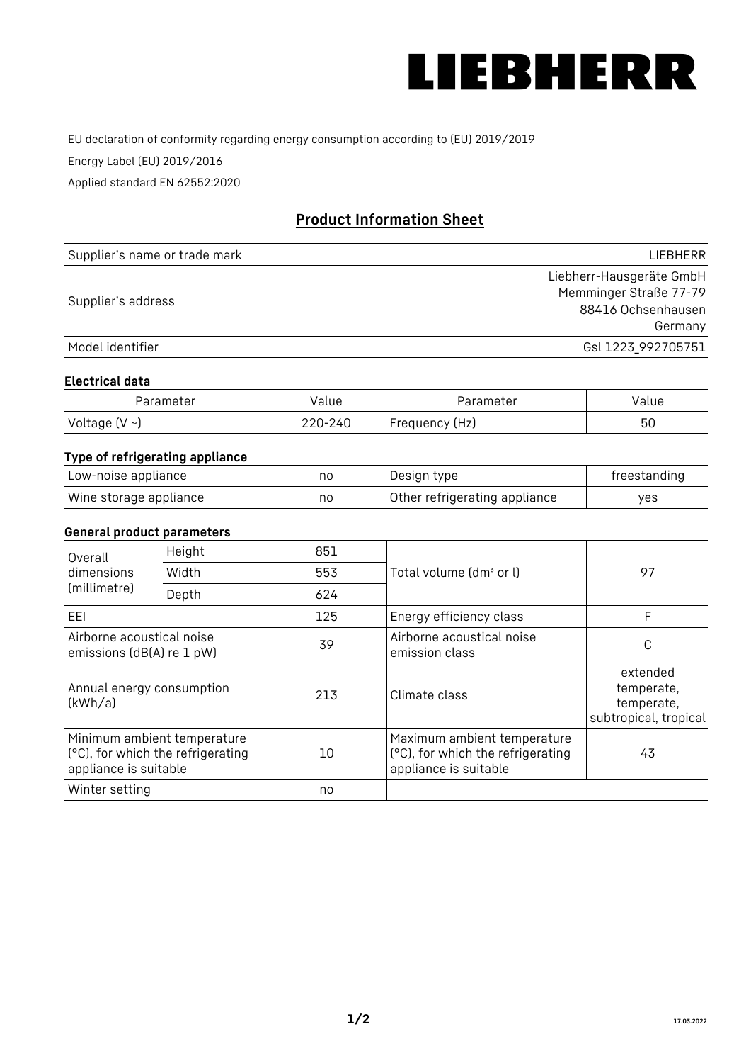LIEBHERR

EU declaration of conformity regarding energy consumption according to (EU) 2019/2019

Energy Label (EU) 2019/2016

Applied standard EN 62552:2020

## Product Information Sheet

| | |
|---|---|
| Supplier's name or trade mark | LIEBHERR |
| Supplier's address | Liebherr-Hausgeräte GmbH<br>Memminger Straße 77-79<br>88416 Ochsenhausen<br>Germany |
| Model identifier | Gsl 1223_992705751 |

### Electrical data

| Parameter | Value | Parameter | Value |
|---|---|---|---|
| Voltage (V ~) | 220-240 | Frequency (Hz) | 50 |

### Type of refrigerating appliance

| | | | |
|---|---|---|---|
| Low-noise appliance | no | Design type | freestanding |
| Wine storage appliance | no | Other refrigerating appliance | yes |

### General product parameters

| | | | | |
|---|---|---|---|---|
| Overall dimensions (millimetre) | Height | 851 | Total volume (dm³ or l) | 97 |
| | Width | 553 | | |
| | Depth | 624 | | |
| EEI | | 125 | Energy efficiency class | F |
| Airborne acoustical noise emissions (dB(A) re 1 pW) | | 39 | Airborne acoustical noise emission class | C |
| Annual energy consumption (kWh/a) | | 213 | Climate class | extended temperate, temperate, subtropical, tropical |
| Minimum ambient temperature (°C), for which the refrigerating appliance is suitable | | 10 | Maximum ambient temperature (°C), for which the refrigerating appliance is suitable | 43 |
| Winter setting | | no | | |

17.03.2022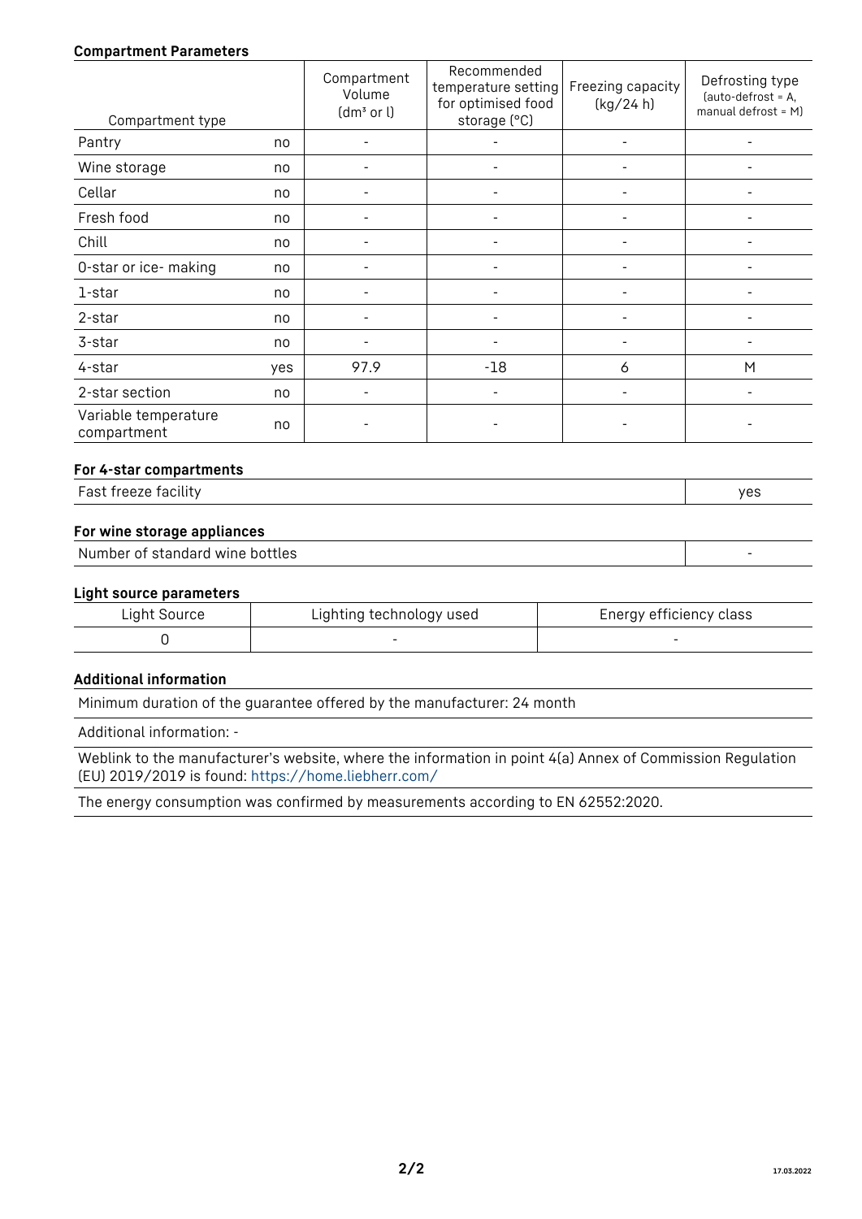**Compartment Parameters**

| Compartment type | | Compartment Volume (dm³ or l) | Recommended temperature setting for optimised food storage (°C) | Freezing capacity (kg/24 h) | Defrosting type (auto-defrost = A, manual defrost = M) |
|---|---|---|---|---|---|
| Pantry | no | - | - | - | - |
| Wine storage | no | - | - | - | - |
| Cellar | no | - | - | - | - |
| Fresh food | no | - | - | - | - |
| Chill | no | - | - | - | - |
| 0-star or ice- making | no | - | - | - | - |
| 1-star | no | - | - | - | - |
| 2-star | no | - | - | - | - |
| 3-star | no | - | - | - | - |
| 4-star | yes | 97.9 | -18 | 6 | M |
| 2-star section | no | - | - | - | - |
| Variable temperature compartment | no | - | - | - | - |

**For 4-star compartments**

| | |
|---|---|
| Fast freeze facility | yes |

**For wine storage appliances**

| | |
|---|---|
| Number of standard wine bottles | - |

**Light source parameters**

| Light Source | Lighting technology used | Energy efficiency class |
|---|---|---|
| 0 | - | - |

**Additional information**

Minimum duration of the guarantee offered by the manufacturer: 24 month

Additional information: -

Weblink to the manufacturer's website, where the information in point 4(a) Annex of Commission Regulation (EU) 2019/2019 is found: https://home.liebherr.com/

The energy consumption was confirmed by measurements according to EN 62552:2020.

17.03.2022